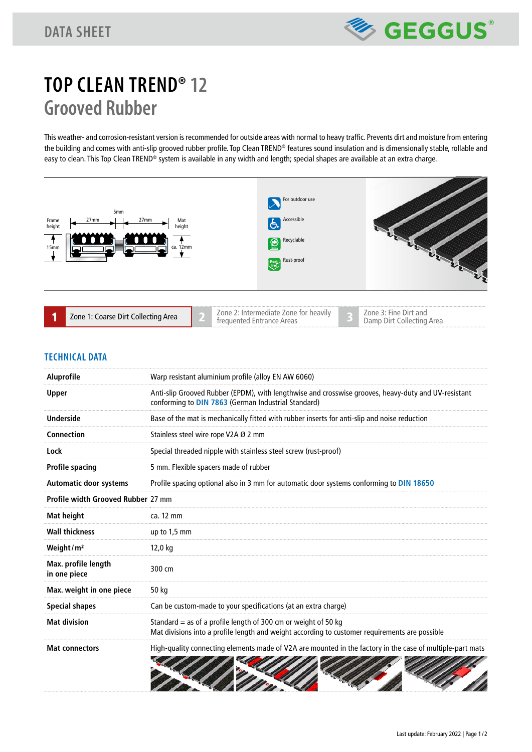DATA SHEET

# TOP CLEAN TREND® 12
## Grooved Rubber

This weather- and corrosion-resistant version is recommended for outside areas with normal to heavy traffic. Prevents dirt and moisture from entering the building and comes with anti-slip grooved rubber profile. Top Clean TREND® features sound insulation and is dimensionally stable, rollable and easy to clean. This Top Clean TREND® system is available in any width and length; special shapes are available at an extra charge.

Frame height 15mm | 27mm | 5mm | 27mm | Mat height ca. 12mm

For outdoor use
Accessible
Recyclable
Rust-proof

**1** Zone 1: Coarse Dirt Collecting Area | **2** Zone 2: Intermediate Zone for heavily frequented Entrance Areas | **3** Zone 3: Fine Dirt and Damp Dirt Collecting Area

## TECHNICAL DATA

| | |
|---|---|
| **Aluprofile** | Warp resistant aluminium profile (alloy EN AW 6060) |
| **Upper** | Anti-slip Grooved Rubber (EPDM), with lengthwise and crosswise grooves, heavy-duty and UV-resistant conforming to DIN 7863 (German Industrial Standard) |
| **Underside** | Base of the mat is mechanically fitted with rubber inserts for anti-slip and noise reduction |
| **Connection** | Stainless steel wire rope V2A Ø 2 mm |
| **Lock** | Special threaded nipple with stainless steel screw (rust-proof) |
| **Profile spacing** | 5 mm. Flexible spacers made of rubber |
| **Automatic door systems** | Profile spacing optional also in 3 mm for automatic door systems conforming to DIN 18650 |
| **Profile width Grooved Rubber** | 27 mm |
| **Mat height** | ca. 12 mm |
| **Wall thickness** | up to 1,5 mm |
| **Weight/m²** | 12,0 kg |
| **Max. profile length in one piece** | 300 cm |
| **Max. weight in one piece** | 50 kg |
| **Special shapes** | Can be custom-made to your specifications (at an extra charge) |
| **Mat division** | Standard = as of a profile length of 300 cm or weight of 50 kg<br>Mat divisions into a profile length and weight according to customer requirements are possible |
| **Mat connectors** | High-quality connecting elements made of V2A are mounted in the factory in the case of multiple-part mats |

Last update: February 2022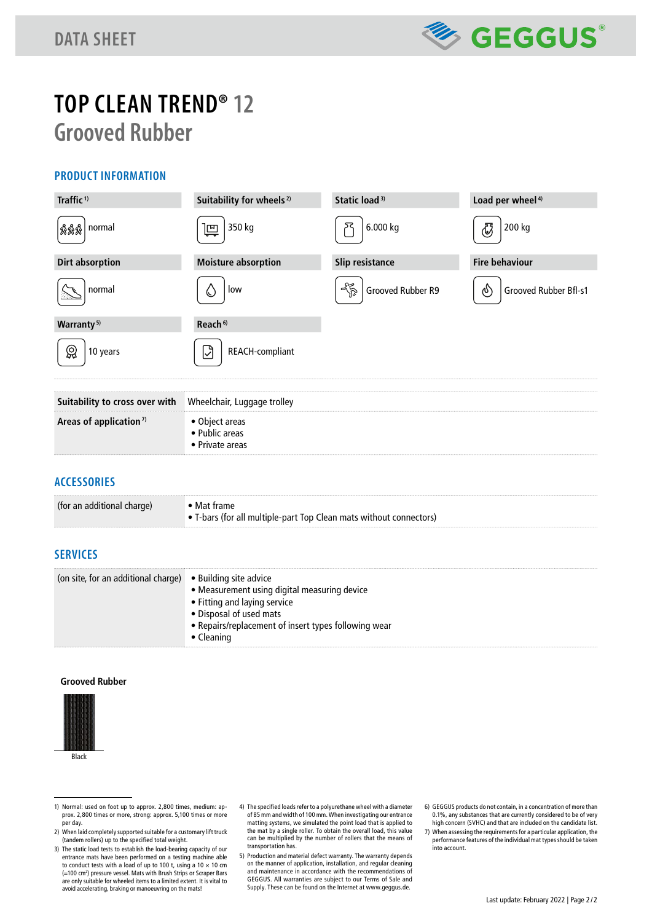DATA SHEET

# TOP CLEAN TREND® 12
## Grooved Rubber

### PRODUCT INFORMATION

| Traffic [1] | Suitability for wheels [2] | Static load [3] | Load per wheel [4] |
|---|---|---|---|
| normal | 350 kg | 6.000 kg | 200 kg |
| **Dirt absorption** | **Moisture absorption** | **Slip resistance** | **Fire behaviour** |
| normal | low | Grooved Rubber R9 | Grooved Rubber Bfl-s1 |
| **Warranty [5]** | **Reach [6]** | | |
| 10 years | REACH-compliant | | |

| | |
|---|---|
| **Suitability to cross over with** | Wheelchair, Luggage trolley |
| **Areas of application [7]** | • Object areas<br>• Public areas<br>• Private areas |

### ACCESSORIES

| | |
|---|---|
| (for an additional charge) | • Mat frame<br>• T-bars (for all multiple-part Top Clean mats without connectors) |

### SERVICES

| | |
|---|---|
| (on site, for an additional charge) | • Building site advice<br>• Measurement using digital measuring device<br>• Fitting and laying service<br>• Disposal of used mats<br>• Repairs/replacement of insert types following wear<br>• Cleaning |

**Grooved Rubber**

Black

---

1) Normal: used on foot up to approx. 2,800 times, medium: approx. 2,800 times or more, strong: approx. 5,100 times or more per day.
2) When laid completely supported suitable for a customary lift truck (tandem rollers) up to the specified total weight.
3) The static load tests to establish the load-bearing capacity of our entrance mats have been performed on a testing machine able to conduct tests with a load of up to 100 t, using a 10 × 10 cm (=100 cm²) pressure vessel. Mats with Brush Strips or Scraper Bars are only suitable for wheeled items to a limited extent. It is vital to avoid accelerating, braking or manoeuvring on the mats!
4) The specified loads refer to a polyurethane wheel with a diameter of 85 mm and width of 100 mm. When investigating our entrance matting systems, we simulated the point load that is applied to the mat by a single roller. To obtain the overall load, this value can be multiplied by the number of rollers that the means of transportation has.
5) Production and material defect warranty. The warranty depends on the manner of application, installation, and regular cleaning and maintenance in accordance with the recommendations of GEGGUS. All warranties are subject to our Terms of Sale and Supply. These can be found on the Internet at www.geggus.de.
6) GEGGUS products do not contain, in a concentration of more than 0.1%, any substances that are currently considered to be of very high concern (SVHC) and that are included on the candidate list.
7) When assessing the requirements for a particular application, the performance features of the individual mat types should be taken into account.

Last update: February 2022